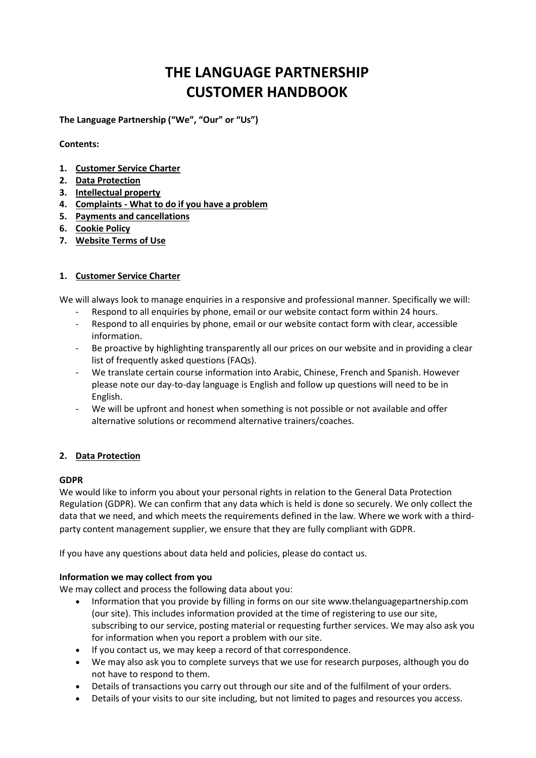# THE LANGUAGE PARTNERSHIP
# CUSTOMER HANDBOOK

**The Language Partnership ("We", "Our" or "Us")**

**Contents:**

1. **Customer Service Charter**
2. **Data Protection**
3. **Intellectual property**
4. **Complaints - What to do if you have a problem**
5. **Payments and cancellations**
6. **Cookie Policy**
7. **Website Terms of Use**

## 1. Customer Service Charter

We will always look to manage enquiries in a responsive and professional manner. Specifically we will:

- Respond to all enquiries by phone, email or our website contact form within 24 hours.
- Respond to all enquiries by phone, email or our website contact form with clear, accessible information.
- Be proactive by highlighting transparently all our prices on our website and in providing a clear list of frequently asked questions (FAQs).
- We translate certain course information into Arabic, Chinese, French and Spanish. However please note our day-to-day language is English and follow up questions will need to be in English.
- We will be upfront and honest when something is not possible or not available and offer alternative solutions or recommend alternative trainers/coaches.

## 2. Data Protection

### GDPR

We would like to inform you about your personal rights in relation to the General Data Protection Regulation (GDPR). We can confirm that any data which is held is done so securely. We only collect the data that we need, and which meets the requirements defined in the law. Where we work with a third-party content management supplier, we ensure that they are fully compliant with GDPR.

If you have any questions about data held and policies, please do contact us.

### Information we may collect from you

We may collect and process the following data about you:

- Information that you provide by filling in forms on our site www.thelanguagepartnership.com (our site). This includes information provided at the time of registering to use our site, subscribing to our service, posting material or requesting further services. We may also ask you for information when you report a problem with our site.
- If you contact us, we may keep a record of that correspondence.
- We may also ask you to complete surveys that we use for research purposes, although you do not have to respond to them.
- Details of transactions you carry out through our site and of the fulfilment of your orders.
- Details of your visits to our site including, but not limited to pages and resources you access.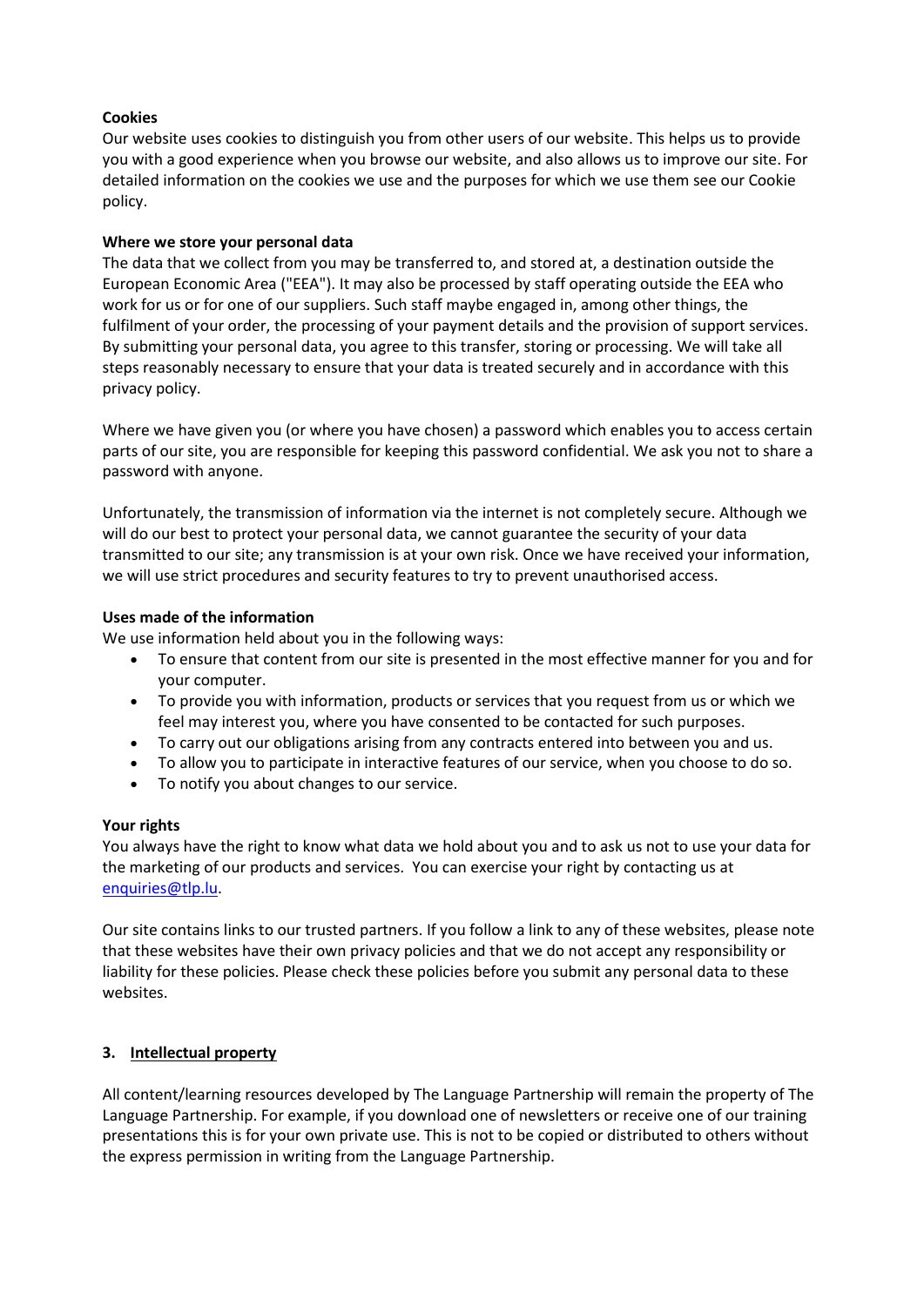**Cookies**

Our website uses cookies to distinguish you from other users of our website. This helps us to provide you with a good experience when you browse our website, and also allows us to improve our site. For detailed information on the cookies we use and the purposes for which we use them see our Cookie policy.

**Where we store your personal data**

The data that we collect from you may be transferred to, and stored at, a destination outside the European Economic Area ("EEA"). It may also be processed by staff operating outside the EEA who work for us or for one of our suppliers. Such staff maybe engaged in, among other things, the fulfilment of your order, the processing of your payment details and the provision of support services. By submitting your personal data, you agree to this transfer, storing or processing. We will take all steps reasonably necessary to ensure that your data is treated securely and in accordance with this privacy policy.

Where we have given you (or where you have chosen) a password which enables you to access certain parts of our site, you are responsible for keeping this password confidential. We ask you not to share a password with anyone.

Unfortunately, the transmission of information via the internet is not completely secure. Although we will do our best to protect your personal data, we cannot guarantee the security of your data transmitted to our site; any transmission is at your own risk. Once we have received your information, we will use strict procedures and security features to try to prevent unauthorised access.

**Uses made of the information**

We use information held about you in the following ways:

- To ensure that content from our site is presented in the most effective manner for you and for your computer.
- To provide you with information, products or services that you request from us or which we feel may interest you, where you have consented to be contacted for such purposes.
- To carry out our obligations arising from any contracts entered into between you and us.
- To allow you to participate in interactive features of our service, when you choose to do so.
- To notify you about changes to our service.

**Your rights**

You always have the right to know what data we hold about you and to ask us not to use your data for the marketing of our products and services. You can exercise your right by contacting us at enquiries@tlp.lu.

Our site contains links to our trusted partners. If you follow a link to any of these websites, please note that these websites have their own privacy policies and that we do not accept any responsibility or liability for these policies. Please check these policies before you submit any personal data to these websites.

## 3. Intellectual property

All content/learning resources developed by The Language Partnership will remain the property of The Language Partnership. For example, if you download one of newsletters or receive one of our training presentations this is for your own private use. This is not to be copied or distributed to others without the express permission in writing from the Language Partnership.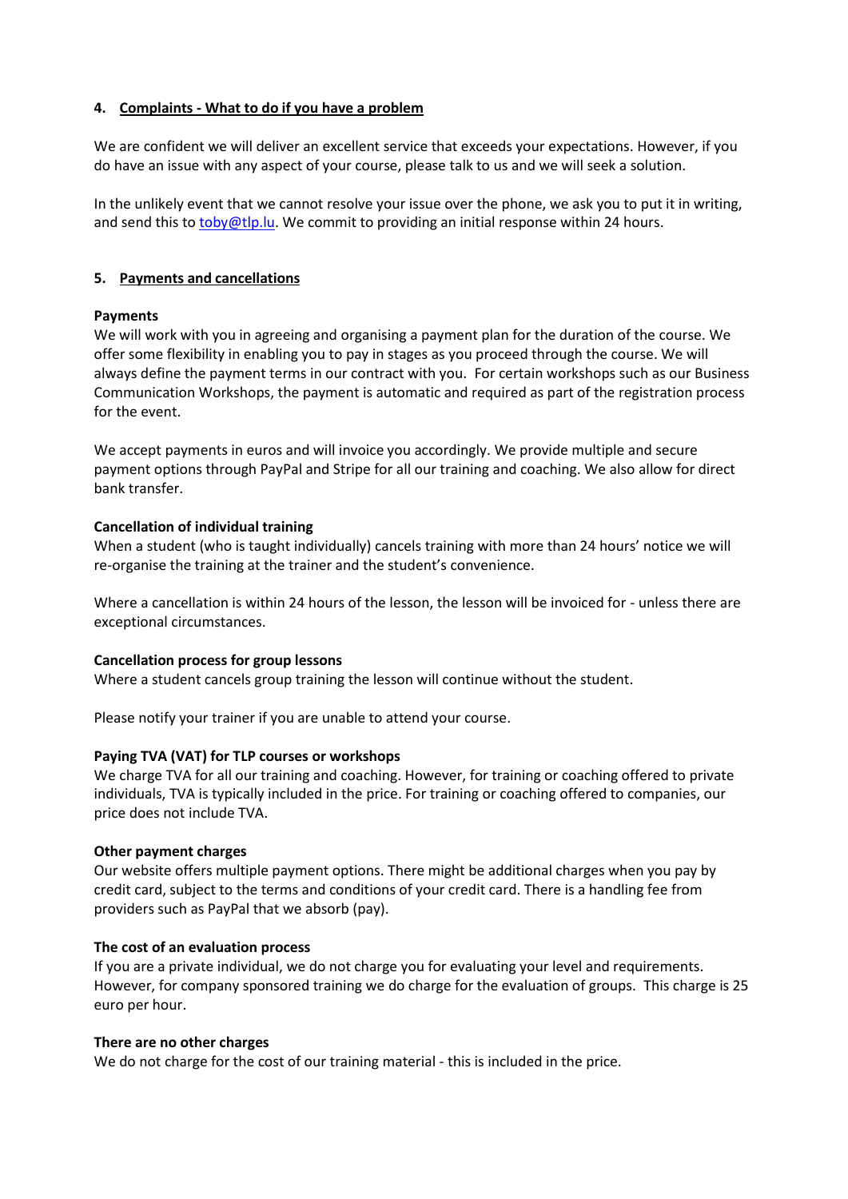## 4. Complaints - What to do if you have a problem

We are confident we will deliver an excellent service that exceeds your expectations. However, if you do have an issue with any aspect of your course, please talk to us and we will seek a solution.

In the unlikely event that we cannot resolve your issue over the phone, we ask you to put it in writing, and send this to toby@tlp.lu. We commit to providing an initial response within 24 hours.

## 5. Payments and cancellations

**Payments**

We will work with you in agreeing and organising a payment plan for the duration of the course. We offer some flexibility in enabling you to pay in stages as you proceed through the course. We will always define the payment terms in our contract with you. For certain workshops such as our Business Communication Workshops, the payment is automatic and required as part of the registration process for the event.

We accept payments in euros and will invoice you accordingly. We provide multiple and secure payment options through PayPal and Stripe for all our training and coaching. We also allow for direct bank transfer.

**Cancellation of individual training**

When a student (who is taught individually) cancels training with more than 24 hours' notice we will re-organise the training at the trainer and the student's convenience.

Where a cancellation is within 24 hours of the lesson, the lesson will be invoiced for - unless there are exceptional circumstances.

**Cancellation process for group lessons**

Where a student cancels group training the lesson will continue without the student.

Please notify your trainer if you are unable to attend your course.

**Paying TVA (VAT) for TLP courses or workshops**

We charge TVA for all our training and coaching. However, for training or coaching offered to private individuals, TVA is typically included in the price. For training or coaching offered to companies, our price does not include TVA.

**Other payment charges**

Our website offers multiple payment options. There might be additional charges when you pay by credit card, subject to the terms and conditions of your credit card. There is a handling fee from providers such as PayPal that we absorb (pay).

**The cost of an evaluation process**

If you are a private individual, we do not charge you for evaluating your level and requirements. However, for company sponsored training we do charge for the evaluation of groups. This charge is 25 euro per hour.

**There are no other charges**

We do not charge for the cost of our training material - this is included in the price.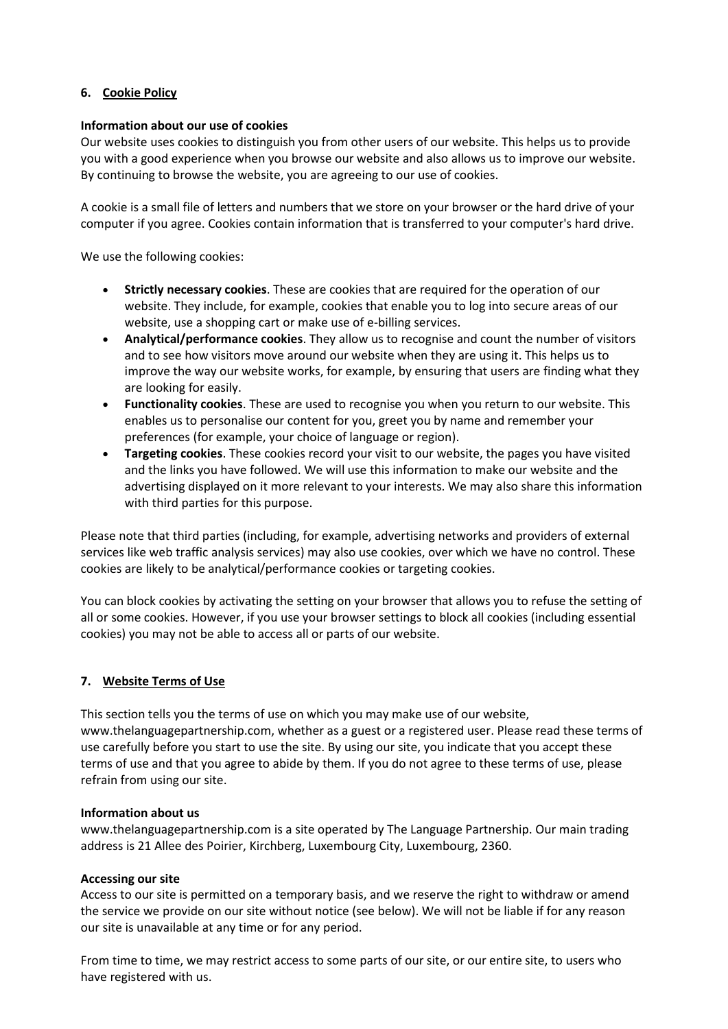## 6. Cookie Policy

**Information about our use of cookies**
Our website uses cookies to distinguish you from other users of our website. This helps us to provide you with a good experience when you browse our website and also allows us to improve our website. By continuing to browse the website, you are agreeing to our use of cookies.

A cookie is a small file of letters and numbers that we store on your browser or the hard drive of your computer if you agree. Cookies contain information that is transferred to your computer's hard drive.

We use the following cookies:

- **Strictly necessary cookies**. These are cookies that are required for the operation of our website. They include, for example, cookies that enable you to log into secure areas of our website, use a shopping cart or make use of e-billing services.
- **Analytical/performance cookies**. They allow us to recognise and count the number of visitors and to see how visitors move around our website when they are using it. This helps us to improve the way our website works, for example, by ensuring that users are finding what they are looking for easily.
- **Functionality cookies**. These are used to recognise you when you return to our website. This enables us to personalise our content for you, greet you by name and remember your preferences (for example, your choice of language or region).
- **Targeting cookies**. These cookies record your visit to our website, the pages you have visited and the links you have followed. We will use this information to make our website and the advertising displayed on it more relevant to your interests. We may also share this information with third parties for this purpose.

Please note that third parties (including, for example, advertising networks and providers of external services like web traffic analysis services) may also use cookies, over which we have no control. These cookies are likely to be analytical/performance cookies or targeting cookies.

You can block cookies by activating the setting on your browser that allows you to refuse the setting of all or some cookies. However, if you use your browser settings to block all cookies (including essential cookies) you may not be able to access all or parts of our website.

## 7. Website Terms of Use

This section tells you the terms of use on which you may make use of our website, www.thelanguagepartnership.com, whether as a guest or a registered user. Please read these terms of use carefully before you start to use the site. By using our site, you indicate that you accept these terms of use and that you agree to abide by them. If you do not agree to these terms of use, please refrain from using our site.

**Information about us**
www.thelanguagepartnership.com is a site operated by The Language Partnership. Our main trading address is 21 Allee des Poirier, Kirchberg, Luxembourg City, Luxembourg, 2360.

**Accessing our site**
Access to our site is permitted on a temporary basis, and we reserve the right to withdraw or amend the service we provide on our site without notice (see below). We will not be liable if for any reason our site is unavailable at any time or for any period.

From time to time, we may restrict access to some parts of our site, or our entire site, to users who have registered with us.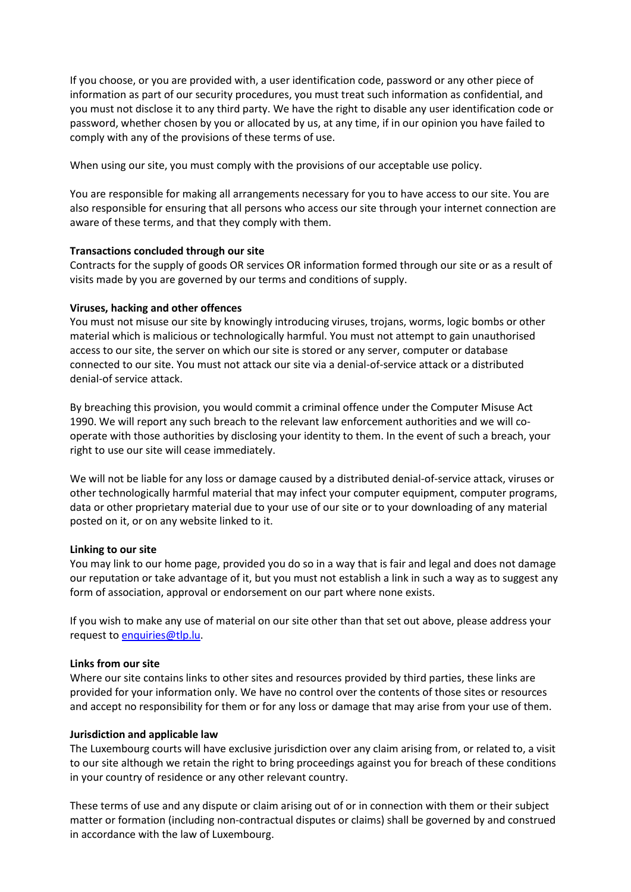If you choose, or you are provided with, a user identification code, password or any other piece of information as part of our security procedures, you must treat such information as confidential, and you must not disclose it to any third party. We have the right to disable any user identification code or password, whether chosen by you or allocated by us, at any time, if in our opinion you have failed to comply with any of the provisions of these terms of use.

When using our site, you must comply with the provisions of our acceptable use policy.

You are responsible for making all arrangements necessary for you to have access to our site. You are also responsible for ensuring that all persons who access our site through your internet connection are aware of these terms, and that they comply with them.

**Transactions concluded through our site**

Contracts for the supply of goods OR services OR information formed through our site or as a result of visits made by you are governed by our terms and conditions of supply.

**Viruses, hacking and other offences**

You must not misuse our site by knowingly introducing viruses, trojans, worms, logic bombs or other material which is malicious or technologically harmful. You must not attempt to gain unauthorised access to our site, the server on which our site is stored or any server, computer or database connected to our site. You must not attack our site via a denial-of-service attack or a distributed denial-of service attack.

By breaching this provision, you would commit a criminal offence under the Computer Misuse Act 1990. We will report any such breach to the relevant law enforcement authorities and we will co-operate with those authorities by disclosing your identity to them. In the event of such a breach, your right to use our site will cease immediately.

We will not be liable for any loss or damage caused by a distributed denial-of-service attack, viruses or other technologically harmful material that may infect your computer equipment, computer programs, data or other proprietary material due to your use of our site or to your downloading of any material posted on it, or on any website linked to it.

**Linking to our site**

You may link to our home page, provided you do so in a way that is fair and legal and does not damage our reputation or take advantage of it, but you must not establish a link in such a way as to suggest any form of association, approval or endorsement on our part where none exists.

If you wish to make any use of material on our site other than that set out above, please address your request to enquiries@tlp.lu.

**Links from our site**

Where our site contains links to other sites and resources provided by third parties, these links are provided for your information only. We have no control over the contents of those sites or resources and accept no responsibility for them or for any loss or damage that may arise from your use of them.

**Jurisdiction and applicable law**

The Luxembourg courts will have exclusive jurisdiction over any claim arising from, or related to, a visit to our site although we retain the right to bring proceedings against you for breach of these conditions in your country of residence or any other relevant country.

These terms of use and any dispute or claim arising out of or in connection with them or their subject matter or formation (including non-contractual disputes or claims) shall be governed by and construed in accordance with the law of Luxembourg.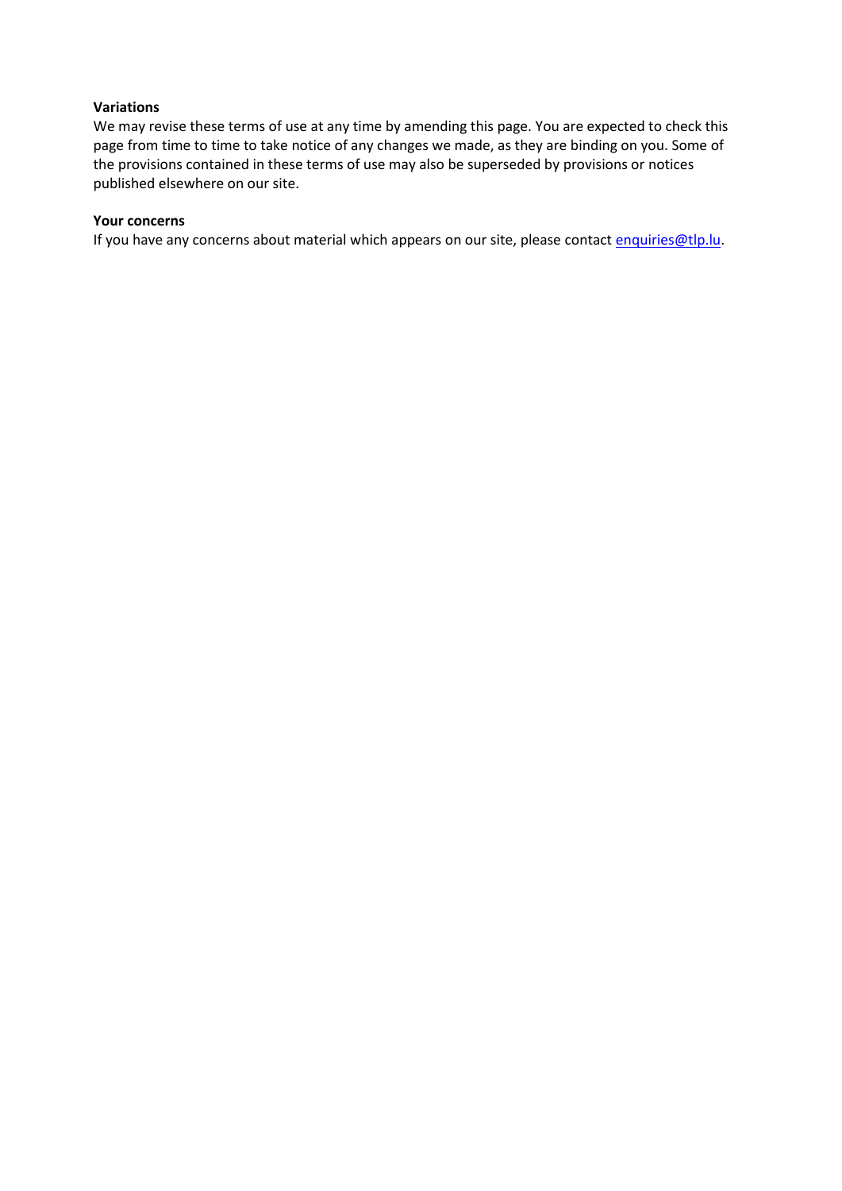**Variations**

We may revise these terms of use at any time by amending this page. You are expected to check this page from time to time to take notice of any changes we made, as they are binding on you. Some of the provisions contained in these terms of use may also be superseded by provisions or notices published elsewhere on our site.

**Your concerns**

If you have any concerns about material which appears on our site, please contact enquiries@tlp.lu.